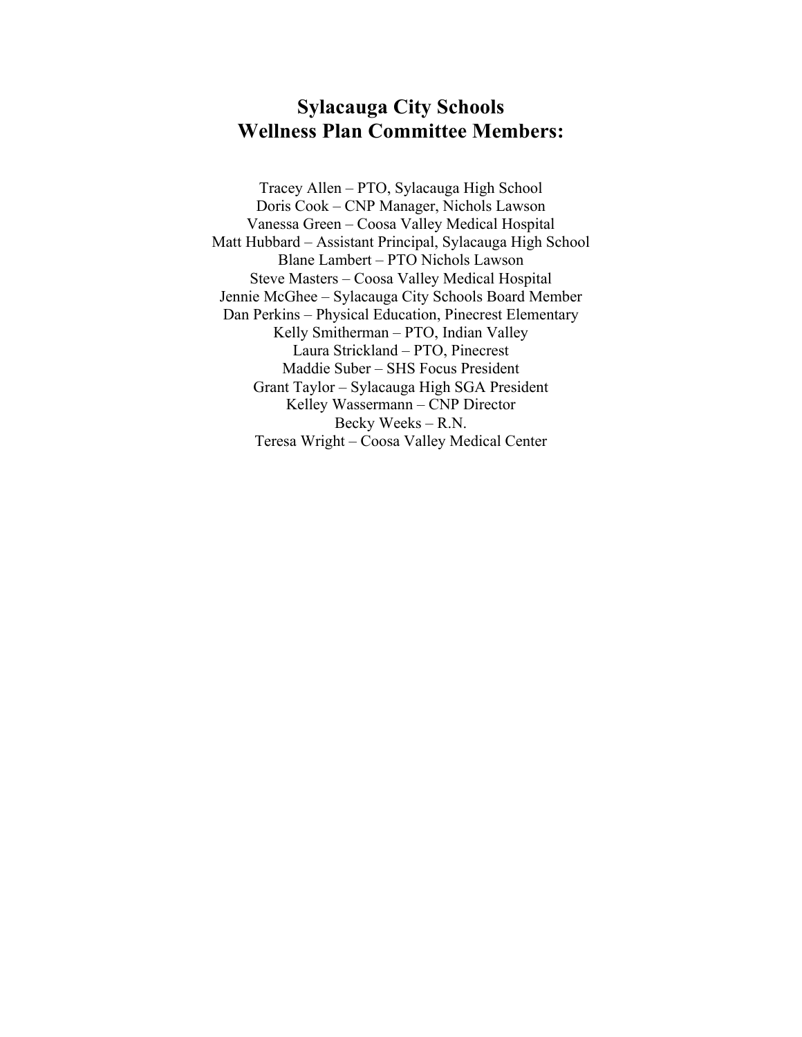# Sylacauga City Schools
# Wellness Plan Committee Members:

Tracey Allen – PTO, Sylacauga High School
Doris Cook – CNP Manager, Nichols Lawson
Vanessa Green – Coosa Valley Medical Hospital
Matt Hubbard – Assistant Principal, Sylacauga High School
Blane Lambert – PTO Nichols Lawson
Steve Masters – Coosa Valley Medical Hospital
Jennie McGhee – Sylacauga City Schools Board Member
Dan Perkins – Physical Education, Pinecrest Elementary
Kelly Smitherman – PTO, Indian Valley
Laura Strickland – PTO, Pinecrest
Maddie Suber – SHS Focus President
Grant Taylor – Sylacauga High SGA President
Kelley Wassermann – CNP Director
Becky Weeks – R.N.
Teresa Wright – Coosa Valley Medical Center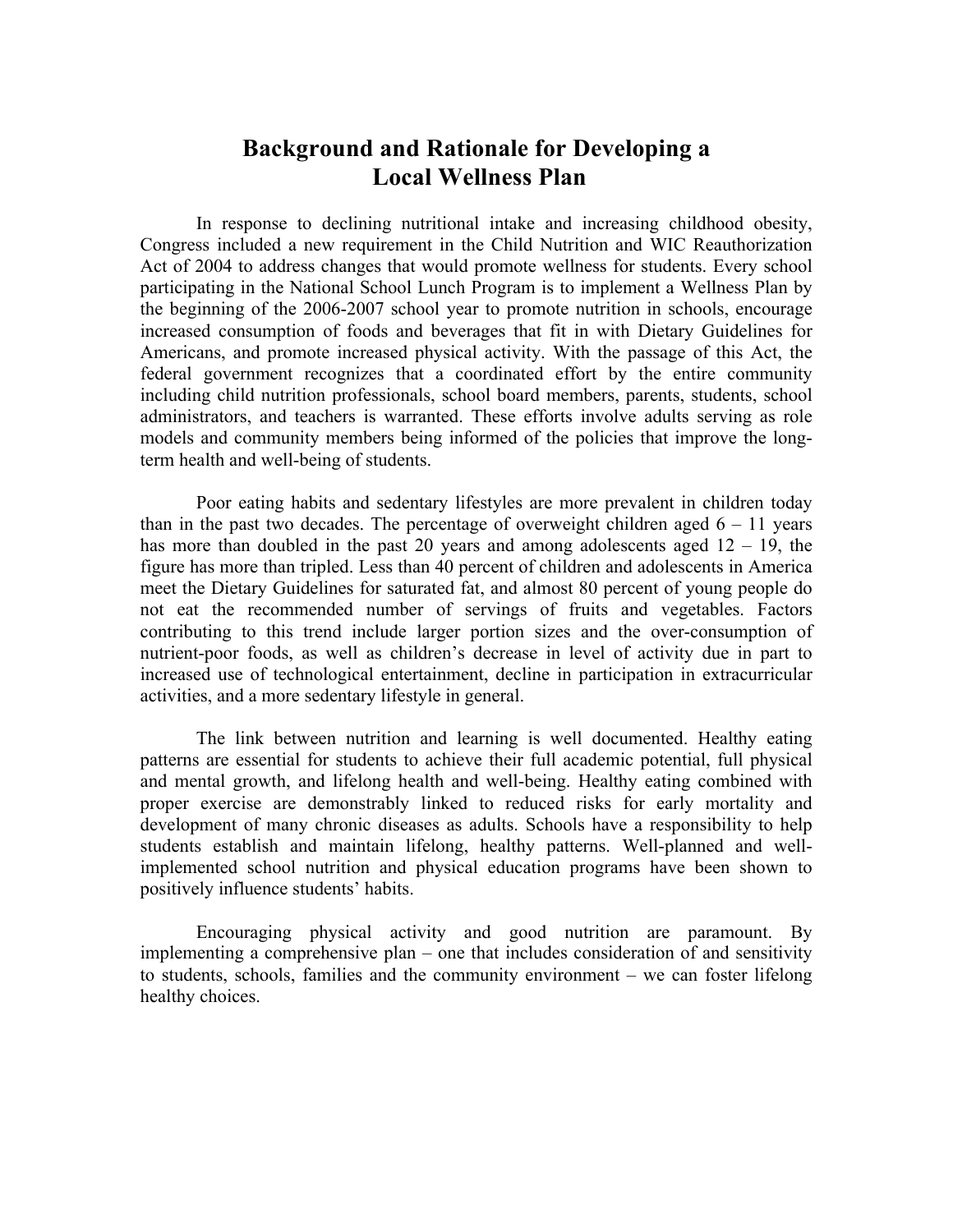# Background and Rationale for Developing a Local Wellness Plan

In response to declining nutritional intake and increasing childhood obesity, Congress included a new requirement in the Child Nutrition and WIC Reauthorization Act of 2004 to address changes that would promote wellness for students. Every school participating in the National School Lunch Program is to implement a Wellness Plan by the beginning of the 2006-2007 school year to promote nutrition in schools, encourage increased consumption of foods and beverages that fit in with Dietary Guidelines for Americans, and promote increased physical activity. With the passage of this Act, the federal government recognizes that a coordinated effort by the entire community including child nutrition professionals, school board members, parents, students, school administrators, and teachers is warranted. These efforts involve adults serving as role models and community members being informed of the policies that improve the long-term health and well-being of students.

Poor eating habits and sedentary lifestyles are more prevalent in children today than in the past two decades. The percentage of overweight children aged 6 – 11 years has more than doubled in the past 20 years and among adolescents aged 12 – 19, the figure has more than tripled. Less than 40 percent of children and adolescents in America meet the Dietary Guidelines for saturated fat, and almost 80 percent of young people do not eat the recommended number of servings of fruits and vegetables. Factors contributing to this trend include larger portion sizes and the over-consumption of nutrient-poor foods, as well as children's decrease in level of activity due in part to increased use of technological entertainment, decline in participation in extracurricular activities, and a more sedentary lifestyle in general.

The link between nutrition and learning is well documented. Healthy eating patterns are essential for students to achieve their full academic potential, full physical and mental growth, and lifelong health and well-being. Healthy eating combined with proper exercise are demonstrably linked to reduced risks for early mortality and development of many chronic diseases as adults. Schools have a responsibility to help students establish and maintain lifelong, healthy patterns. Well-planned and well-implemented school nutrition and physical education programs have been shown to positively influence students' habits.

Encouraging physical activity and good nutrition are paramount. By implementing a comprehensive plan – one that includes consideration of and sensitivity to students, schools, families and the community environment – we can foster lifelong healthy choices.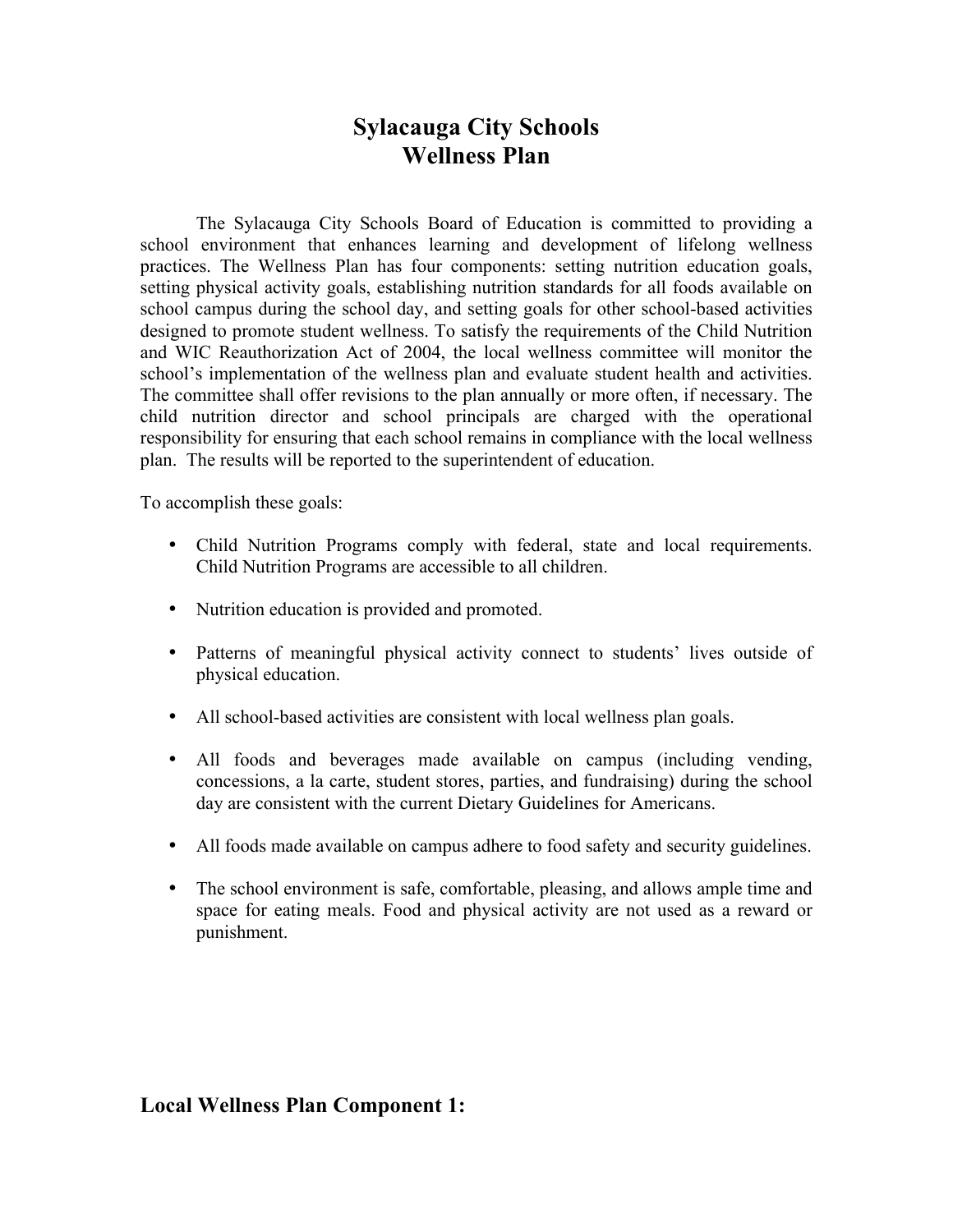# Sylacauga City Schools
# Wellness Plan

The Sylacauga City Schools Board of Education is committed to providing a school environment that enhances learning and development of lifelong wellness practices. The Wellness Plan has four components: setting nutrition education goals, setting physical activity goals, establishing nutrition standards for all foods available on school campus during the school day, and setting goals for other school-based activities designed to promote student wellness. To satisfy the requirements of the Child Nutrition and WIC Reauthorization Act of 2004, the local wellness committee will monitor the school's implementation of the wellness plan and evaluate student health and activities. The committee shall offer revisions to the plan annually or more often, if necessary. The child nutrition director and school principals are charged with the operational responsibility for ensuring that each school remains in compliance with the local wellness plan. The results will be reported to the superintendent of education.

To accomplish these goals:

- Child Nutrition Programs comply with federal, state and local requirements. Child Nutrition Programs are accessible to all children.
- Nutrition education is provided and promoted.
- Patterns of meaningful physical activity connect to students' lives outside of physical education.
- All school-based activities are consistent with local wellness plan goals.
- All foods and beverages made available on campus (including vending, concessions, a la carte, student stores, parties, and fundraising) during the school day are consistent with the current Dietary Guidelines for Americans.
- All foods made available on campus adhere to food safety and security guidelines.
- The school environment is safe, comfortable, pleasing, and allows ample time and space for eating meals. Food and physical activity are not used as a reward or punishment.

## Local Wellness Plan Component 1: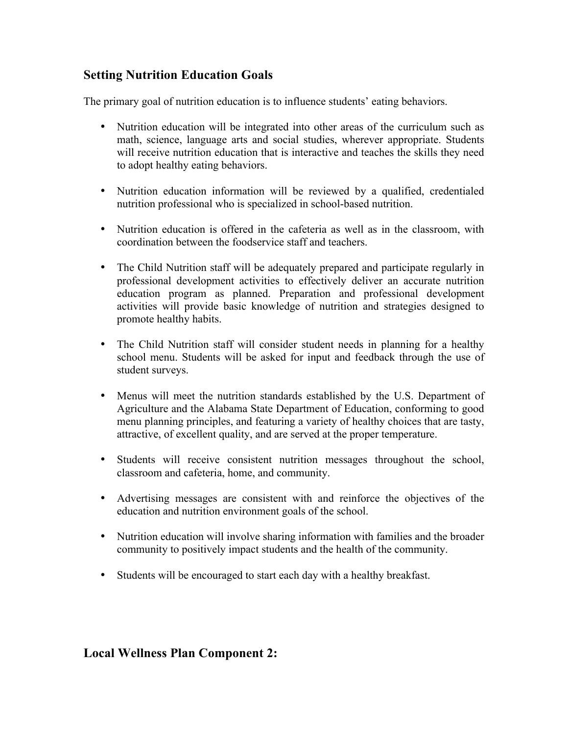## Setting Nutrition Education Goals

The primary goal of nutrition education is to influence students' eating behaviors.

- Nutrition education will be integrated into other areas of the curriculum such as math, science, language arts and social studies, wherever appropriate. Students will receive nutrition education that is interactive and teaches the skills they need to adopt healthy eating behaviors.

- Nutrition education information will be reviewed by a qualified, credentialed nutrition professional who is specialized in school-based nutrition.

- Nutrition education is offered in the cafeteria as well as in the classroom, with coordination between the foodservice staff and teachers.

- The Child Nutrition staff will be adequately prepared and participate regularly in professional development activities to effectively deliver an accurate nutrition education program as planned. Preparation and professional development activities will provide basic knowledge of nutrition and strategies designed to promote healthy habits.

- The Child Nutrition staff will consider student needs in planning for a healthy school menu. Students will be asked for input and feedback through the use of student surveys.

- Menus will meet the nutrition standards established by the U.S. Department of Agriculture and the Alabama State Department of Education, conforming to good menu planning principles, and featuring a variety of healthy choices that are tasty, attractive, of excellent quality, and are served at the proper temperature.

- Students will receive consistent nutrition messages throughout the school, classroom and cafeteria, home, and community.

- Advertising messages are consistent with and reinforce the objectives of the education and nutrition environment goals of the school.

- Nutrition education will involve sharing information with families and the broader community to positively impact students and the health of the community.

- Students will be encouraged to start each day with a healthy breakfast.

## Local Wellness Plan Component 2: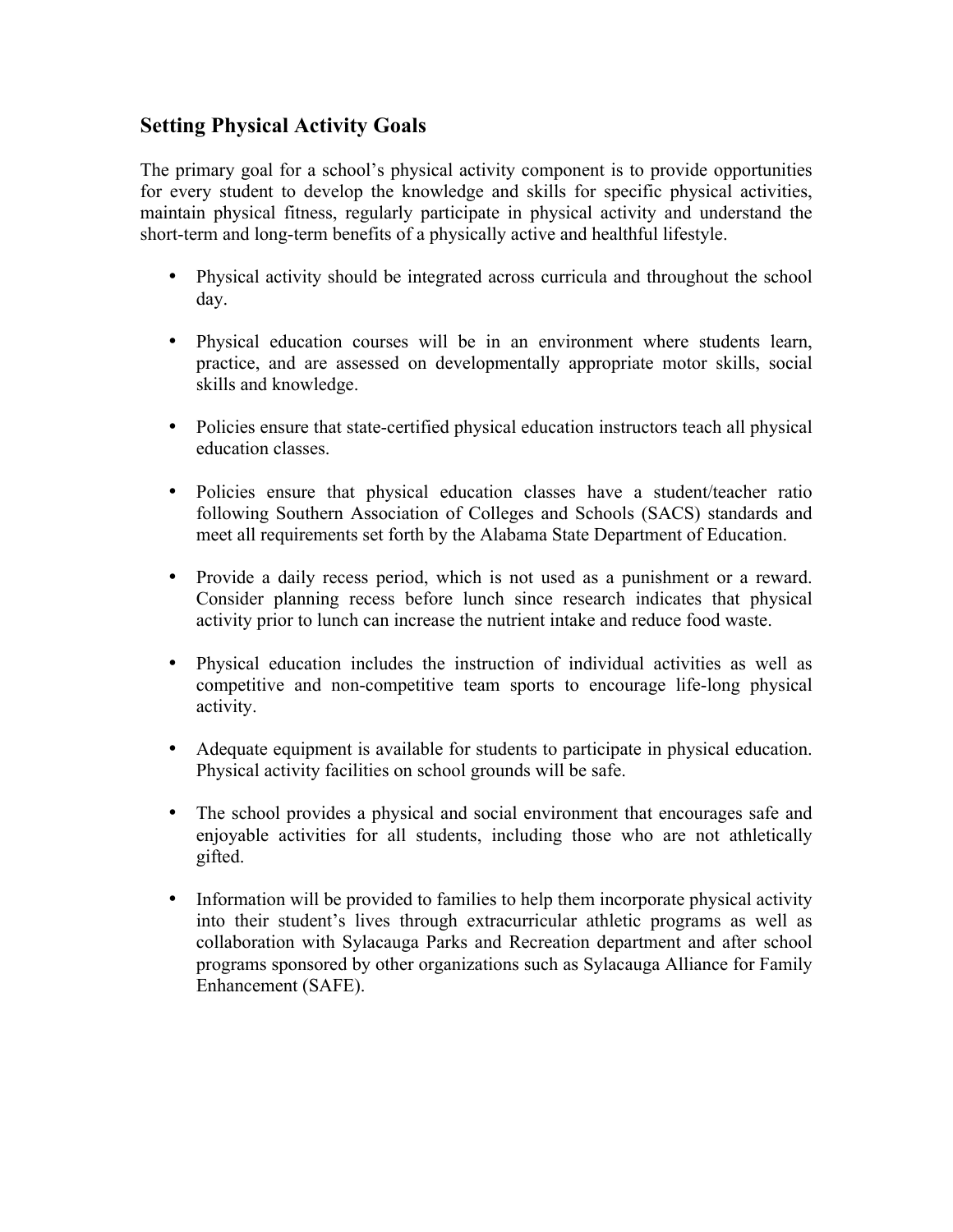## Setting Physical Activity Goals

The primary goal for a school's physical activity component is to provide opportunities for every student to develop the knowledge and skills for specific physical activities, maintain physical fitness, regularly participate in physical activity and understand the short-term and long-term benefits of a physically active and healthful lifestyle.

- Physical activity should be integrated across curricula and throughout the school day.
- Physical education courses will be in an environment where students learn, practice, and are assessed on developmentally appropriate motor skills, social skills and knowledge.
- Policies ensure that state-certified physical education instructors teach all physical education classes.
- Policies ensure that physical education classes have a student/teacher ratio following Southern Association of Colleges and Schools (SACS) standards and meet all requirements set forth by the Alabama State Department of Education.
- Provide a daily recess period, which is not used as a punishment or a reward. Consider planning recess before lunch since research indicates that physical activity prior to lunch can increase the nutrient intake and reduce food waste.
- Physical education includes the instruction of individual activities as well as competitive and non-competitive team sports to encourage life-long physical activity.
- Adequate equipment is available for students to participate in physical education. Physical activity facilities on school grounds will be safe.
- The school provides a physical and social environment that encourages safe and enjoyable activities for all students, including those who are not athletically gifted.
- Information will be provided to families to help them incorporate physical activity into their student's lives through extracurricular athletic programs as well as collaboration with Sylacauga Parks and Recreation department and after school programs sponsored by other organizations such as Sylacauga Alliance for Family Enhancement (SAFE).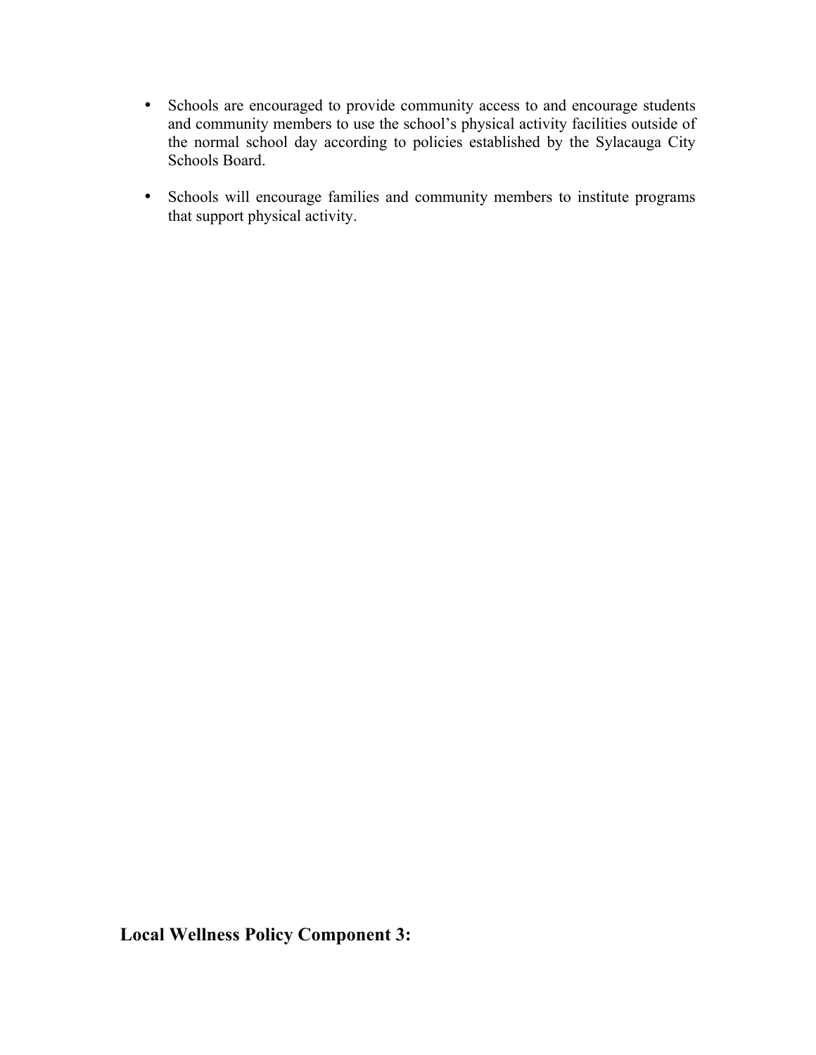- Schools are encouraged to provide community access to and encourage students and community members to use the school's physical activity facilities outside of the normal school day according to policies established by the Sylacauga City Schools Board.

- Schools will encourage families and community members to institute programs that support physical activity.

## Local Wellness Policy Component 3: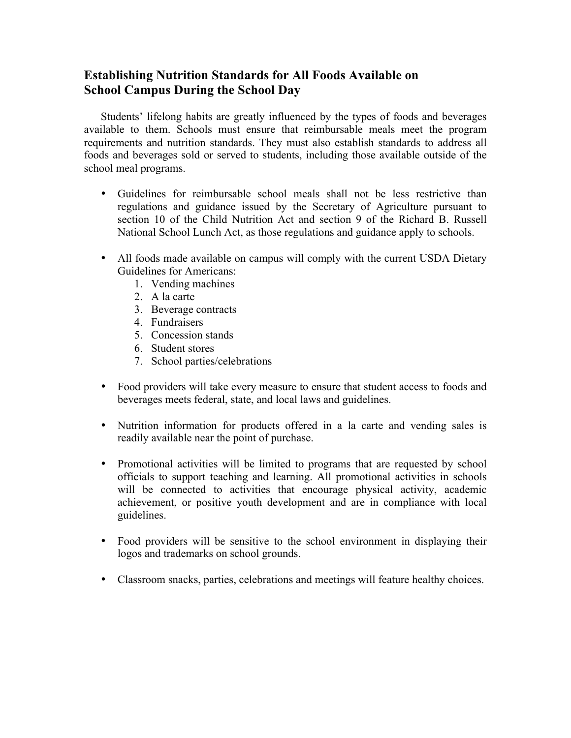## Establishing Nutrition Standards for All Foods Available on School Campus During the School Day

Students' lifelong habits are greatly influenced by the types of foods and beverages available to them. Schools must ensure that reimbursable meals meet the program requirements and nutrition standards. They must also establish standards to address all foods and beverages sold or served to students, including those available outside of the school meal programs.

- Guidelines for reimbursable school meals shall not be less restrictive than regulations and guidance issued by the Secretary of Agriculture pursuant to section 10 of the Child Nutrition Act and section 9 of the Richard B. Russell National School Lunch Act, as those regulations and guidance apply to schools.

- All foods made available on campus will comply with the current USDA Dietary Guidelines for Americans:
  1. Vending machines
  2. A la carte
  3. Beverage contracts
  4. Fundraisers
  5. Concession stands
  6. Student stores
  7. School parties/celebrations

- Food providers will take every measure to ensure that student access to foods and beverages meets federal, state, and local laws and guidelines.

- Nutrition information for products offered in a la carte and vending sales is readily available near the point of purchase.

- Promotional activities will be limited to programs that are requested by school officials to support teaching and learning. All promotional activities in schools will be connected to activities that encourage physical activity, academic achievement, or positive youth development and are in compliance with local guidelines.

- Food providers will be sensitive to the school environment in displaying their logos and trademarks on school grounds.

- Classroom snacks, parties, celebrations and meetings will feature healthy choices.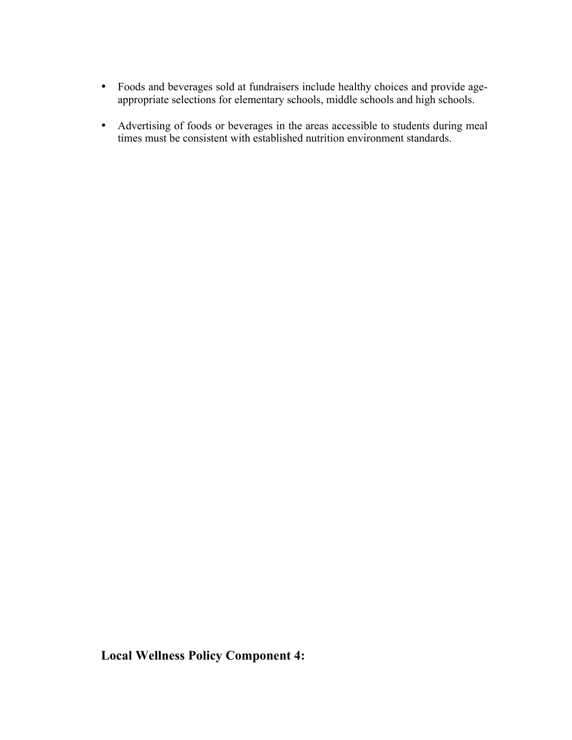- Foods and beverages sold at fundraisers include healthy choices and provide age-appropriate selections for elementary schools, middle schools and high schools.

- Advertising of foods or beverages in the areas accessible to students during meal times must be consistent with established nutrition environment standards.

## Local Wellness Policy Component 4: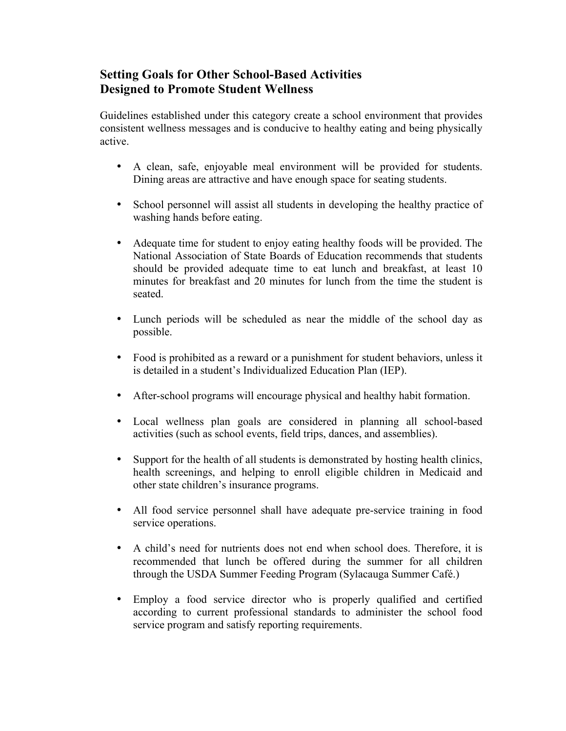## Setting Goals for Other School-Based Activities Designed to Promote Student Wellness

Guidelines established under this category create a school environment that provides consistent wellness messages and is conducive to healthy eating and being physically active.

- A clean, safe, enjoyable meal environment will be provided for students. Dining areas are attractive and have enough space for seating students.
- School personnel will assist all students in developing the healthy practice of washing hands before eating.
- Adequate time for student to enjoy eating healthy foods will be provided. The National Association of State Boards of Education recommends that students should be provided adequate time to eat lunch and breakfast, at least 10 minutes for breakfast and 20 minutes for lunch from the time the student is seated.
- Lunch periods will be scheduled as near the middle of the school day as possible.
- Food is prohibited as a reward or a punishment for student behaviors, unless it is detailed in a student's Individualized Education Plan (IEP).
- After-school programs will encourage physical and healthy habit formation.
- Local wellness plan goals are considered in planning all school-based activities (such as school events, field trips, dances, and assemblies).
- Support for the health of all students is demonstrated by hosting health clinics, health screenings, and helping to enroll eligible children in Medicaid and other state children's insurance programs.
- All food service personnel shall have adequate pre-service training in food service operations.
- A child's need for nutrients does not end when school does. Therefore, it is recommended that lunch be offered during the summer for all children through the USDA Summer Feeding Program (Sylacauga Summer Café.)
- Employ a food service director who is properly qualified and certified according to current professional standards to administer the school food service program and satisfy reporting requirements.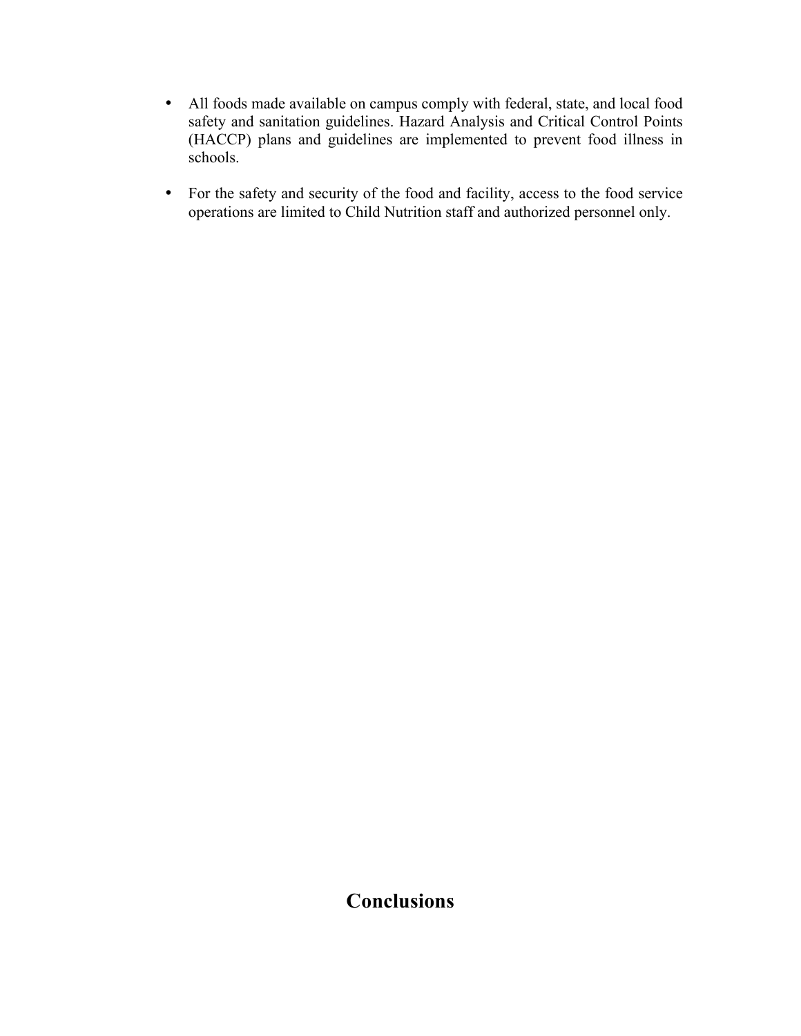- All foods made available on campus comply with federal, state, and local food safety and sanitation guidelines. Hazard Analysis and Critical Control Points (HACCP) plans and guidelines are implemented to prevent food illness in schools.

- For the safety and security of the food and facility, access to the food service operations are limited to Child Nutrition staff and authorized personnel only.

## Conclusions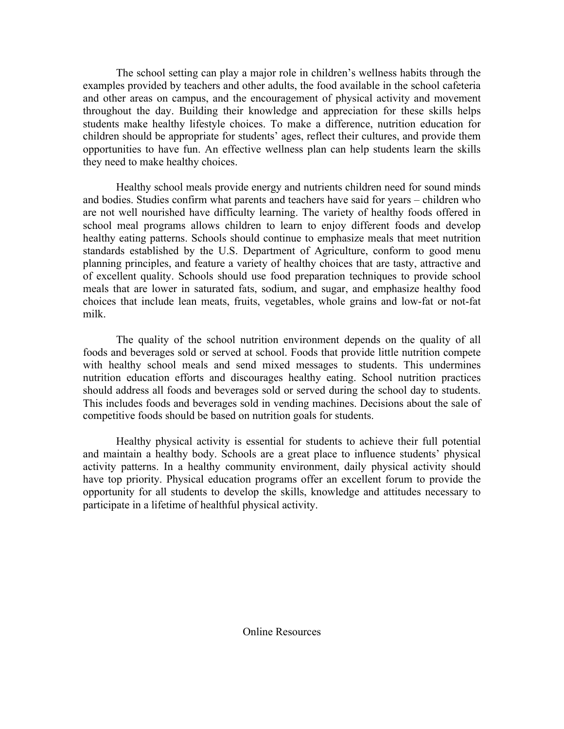The school setting can play a major role in children's wellness habits through the examples provided by teachers and other adults, the food available in the school cafeteria and other areas on campus, and the encouragement of physical activity and movement throughout the day. Building their knowledge and appreciation for these skills helps students make healthy lifestyle choices. To make a difference, nutrition education for children should be appropriate for students' ages, reflect their cultures, and provide them opportunities to have fun. An effective wellness plan can help students learn the skills they need to make healthy choices.

Healthy school meals provide energy and nutrients children need for sound minds and bodies. Studies confirm what parents and teachers have said for years – children who are not well nourished have difficulty learning. The variety of healthy foods offered in school meal programs allows children to learn to enjoy different foods and develop healthy eating patterns. Schools should continue to emphasize meals that meet nutrition standards established by the U.S. Department of Agriculture, conform to good menu planning principles, and feature a variety of healthy choices that are tasty, attractive and of excellent quality. Schools should use food preparation techniques to provide school meals that are lower in saturated fats, sodium, and sugar, and emphasize healthy food choices that include lean meats, fruits, vegetables, whole grains and low-fat or not-fat milk.

The quality of the school nutrition environment depends on the quality of all foods and beverages sold or served at school. Foods that provide little nutrition compete with healthy school meals and send mixed messages to students. This undermines nutrition education efforts and discourages healthy eating. School nutrition practices should address all foods and beverages sold or served during the school day to students. This includes foods and beverages sold in vending machines. Decisions about the sale of competitive foods should be based on nutrition goals for students.

Healthy physical activity is essential for students to achieve their full potential and maintain a healthy body. Schools are a great place to influence students' physical activity patterns. In a healthy community environment, daily physical activity should have top priority. Physical education programs offer an excellent forum to provide the opportunity for all students to develop the skills, knowledge and attitudes necessary to participate in a lifetime of healthful physical activity.

Online Resources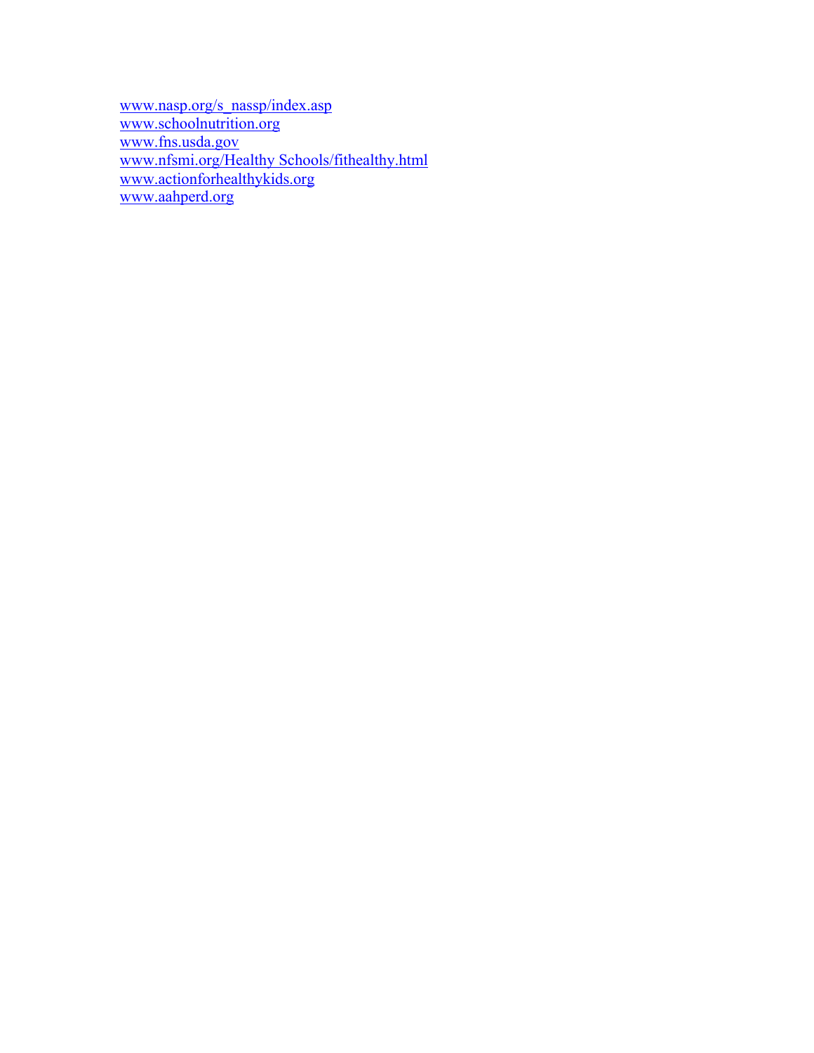www.nasp.org/s_nassp/index.asp
www.schoolnutrition.org
www.fns.usda.gov
www.nfsmi.org/Healthy Schools/fithealthy.html
www.actionforhealthykids.org
www.aahperd.org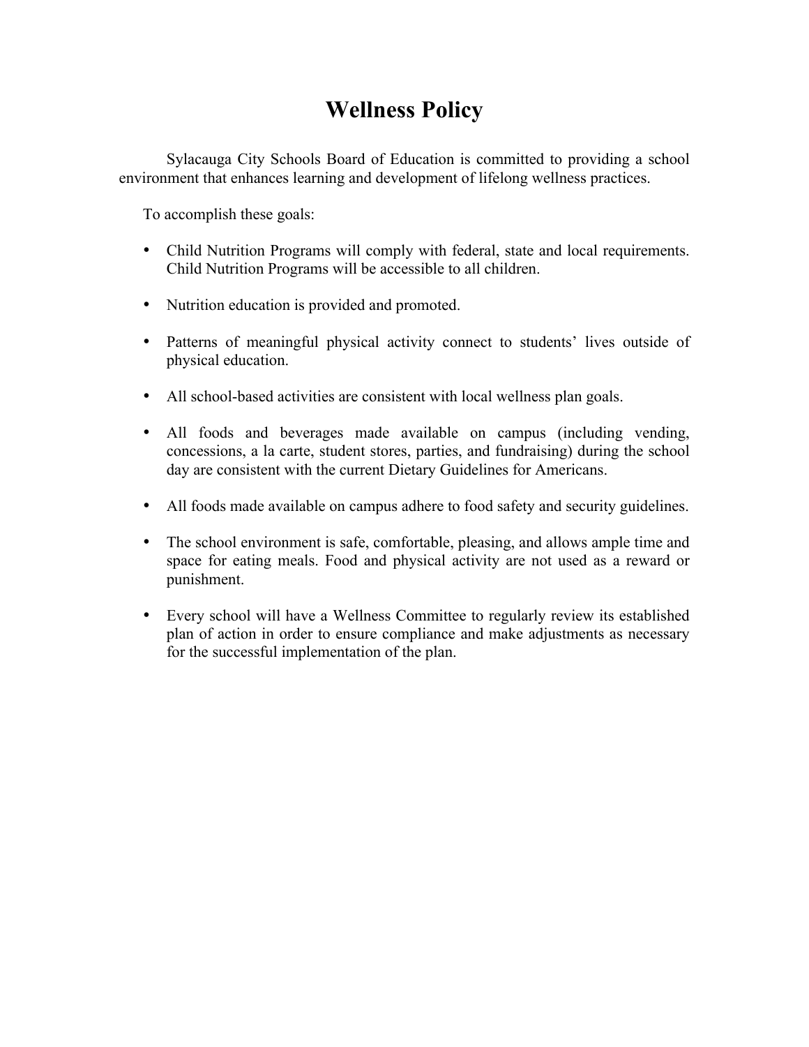# Wellness Policy

Sylacauga City Schools Board of Education is committed to providing a school environment that enhances learning and development of lifelong wellness practices.

To accomplish these goals:

- Child Nutrition Programs will comply with federal, state and local requirements. Child Nutrition Programs will be accessible to all children.

- Nutrition education is provided and promoted.

- Patterns of meaningful physical activity connect to students' lives outside of physical education.

- All school-based activities are consistent with local wellness plan goals.

- All foods and beverages made available on campus (including vending, concessions, a la carte, student stores, parties, and fundraising) during the school day are consistent with the current Dietary Guidelines for Americans.

- All foods made available on campus adhere to food safety and security guidelines.

- The school environment is safe, comfortable, pleasing, and allows ample time and space for eating meals. Food and physical activity are not used as a reward or punishment.

- Every school will have a Wellness Committee to regularly review its established plan of action in order to ensure compliance and make adjustments as necessary for the successful implementation of the plan.